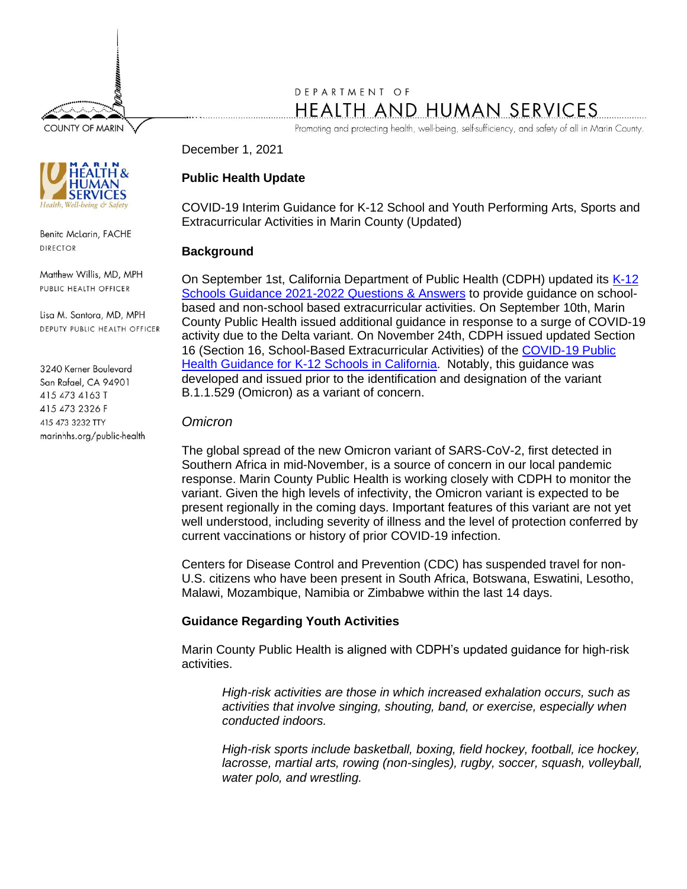COUNTY OF MARIN

DEPARTMENT OF

HEALTH AND HUMAN SERVICES

Promoting and protecting health, well-being, self-sufficiency, and safety of all in Marin County.

MARIN HEALTH & HUMAN SERVICES
Health, Well-being & Safety

Benita McLarin, FACHE
DIRECTOR

Matthew Willis, MD, MPH
PUBLIC HEALTH OFFICER

Lisa M. Santora, MD, MPH
DEPUTY PUBLIC HEALTH OFFICER

3240 Kerner Boulevard
San Rafael, CA 94901
415 473 4163 T
415 473 2326 F
415 473 3232 TTY
marinhhs.org/public-health

December 1, 2021

**Public Health Update**

COVID-19 Interim Guidance for K-12 School and Youth Performing Arts, Sports and Extracurricular Activities in Marin County (Updated)

**Background**

On September 1st, California Department of Public Health (CDPH) updated its K-12 Schools Guidance 2021-2022 Questions & Answers to provide guidance on school-based and non-school based extracurricular activities. On September 10th, Marin County Public Health issued additional guidance in response to a surge of COVID-19 activity due to the Delta variant. On November 24th, CDPH issued updated Section 16 (Section 16, School-Based Extracurricular Activities) of the COVID-19 Public Health Guidance for K-12 Schools in California. Notably, this guidance was developed and issued prior to the identification and designation of the variant B.1.1.529 (Omicron) as a variant of concern.

*Omicron*

The global spread of the new Omicron variant of SARS-CoV-2, first detected in Southern Africa in mid-November, is a source of concern in our local pandemic response. Marin County Public Health is working closely with CDPH to monitor the variant. Given the high levels of infectivity, the Omicron variant is expected to be present regionally in the coming days. Important features of this variant are not yet well understood, including severity of illness and the level of protection conferred by current vaccinations or history of prior COVID-19 infection.

Centers for Disease Control and Prevention (CDC) has suspended travel for non-U.S. citizens who have been present in South Africa, Botswana, Eswatini, Lesotho, Malawi, Mozambique, Namibia or Zimbabwe within the last 14 days.

**Guidance Regarding Youth Activities**

Marin County Public Health is aligned with CDPH's updated guidance for high-risk activities.

> *High-risk activities are those in which increased exhalation occurs, such as activities that involve singing, shouting, band, or exercise, especially when conducted indoors.*
>
> *High-risk sports include basketball, boxing, field hockey, football, ice hockey, lacrosse, martial arts, rowing (non-singles), rugby, soccer, squash, volleyball, water polo, and wrestling.*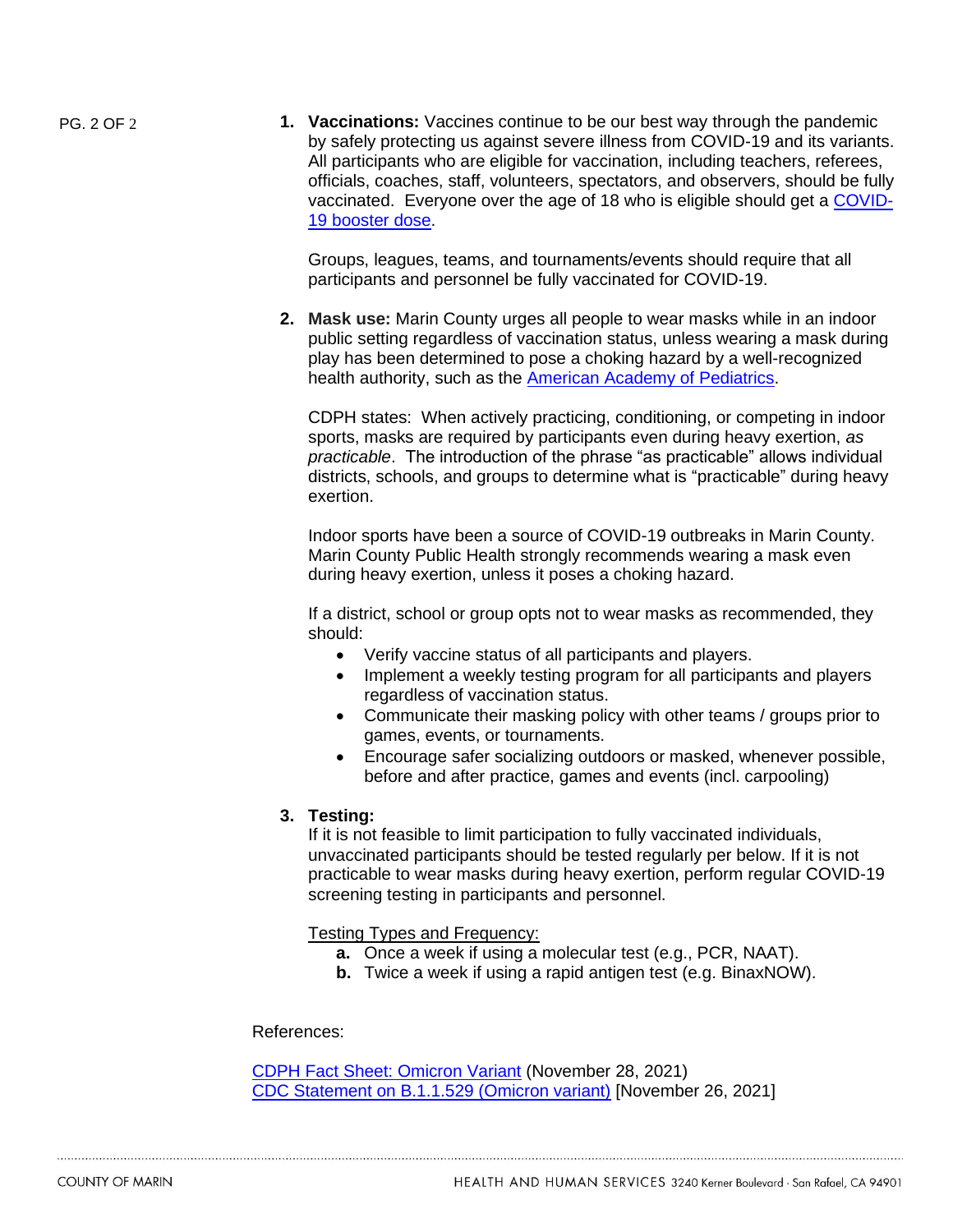1. **Vaccinations:** Vaccines continue to be our best way through the pandemic by safely protecting us against severe illness from COVID-19 and its variants. All participants who are eligible for vaccination, including teachers, referees, officials, coaches, staff, volunteers, spectators, and observers, should be fully vaccinated. Everyone over the age of 18 who is eligible should get a COVID-19 booster dose.

   Groups, leagues, teams, and tournaments/events should require that all participants and personnel be fully vaccinated for COVID-19.

2. **Mask use:** Marin County urges all people to wear masks while in an indoor public setting regardless of vaccination status, unless wearing a mask during play has been determined to pose a choking hazard by a well-recognized health authority, such as the American Academy of Pediatrics.

   CDPH states: When actively practicing, conditioning, or competing in indoor sports, masks are required by participants even during heavy exertion, *as practicable*. The introduction of the phrase "as practicable" allows individual districts, schools, and groups to determine what is "practicable" during heavy exertion.

   Indoor sports have been a source of COVID-19 outbreaks in Marin County. Marin County Public Health strongly recommends wearing a mask even during heavy exertion, unless it poses a choking hazard.

   If a district, school or group opts not to wear masks as recommended, they should:
   - Verify vaccine status of all participants and players.
   - Implement a weekly testing program for all participants and players regardless of vaccination status.
   - Communicate their masking policy with other teams / groups prior to games, events, or tournaments.
   - Encourage safer socializing outdoors or masked, whenever possible, before and after practice, games and events (incl. carpooling)

3. **Testing:**
   If it is not feasible to limit participation to fully vaccinated individuals, unvaccinated participants should be tested regularly per below. If it is not practicable to wear masks during heavy exertion, perform regular COVID-19 screening testing in participants and personnel.

   Testing Types and Frequency:
   - **a.** Once a week if using a molecular test (e.g., PCR, NAAT).
   - **b.** Twice a week if using a rapid antigen test (e.g. BinaxNOW).

References:

CDPH Fact Sheet: Omicron Variant (November 28, 2021)
CDC Statement on B.1.1.529 (Omicron variant) [November 26, 2021]